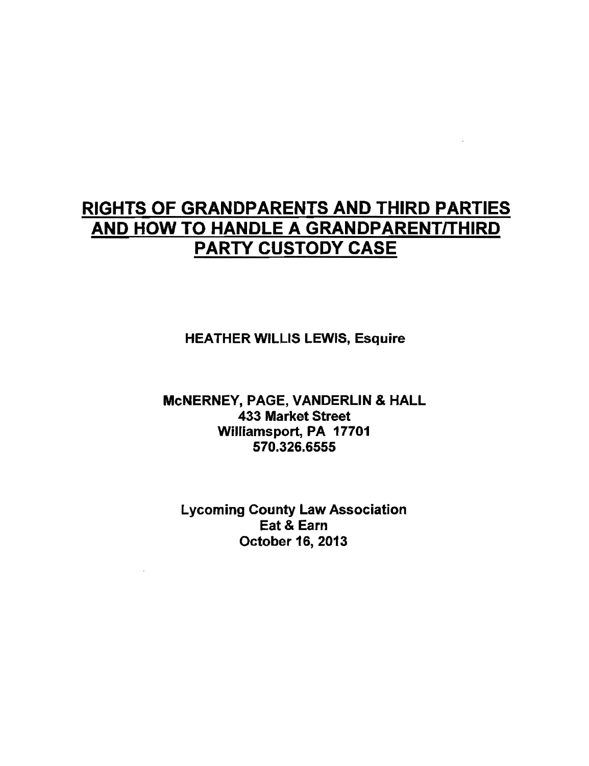# RIGHTS OF GRANDPARENTS AND THIRD PARTIES AND HOW TO HANDLE A GRANDPARENT/THIRD PARTY CUSTODY CASE

**HEATHER WILLIS LEWIS, Esquire**

**McNERNEY, PAGE, VANDERLIN & HALL**
**433 Market Street**
**Williamsport, PA 17701**
**570.326.6555**

**Lycoming County Law Association**
**Eat & Earn**
**October 16, 2013**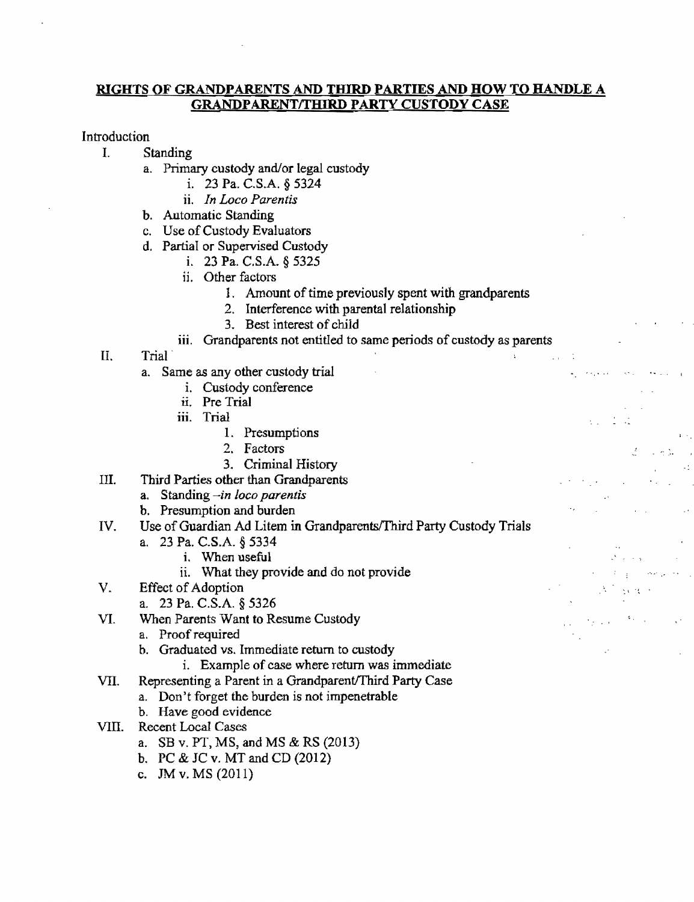## RIGHTS OF GRANDPARENTS AND THIRD PARTIES AND HOW TO HANDLE A GRANDPARENT/THIRD PARTY CUSTODY CASE

Introduction

I. Standing
   a. Primary custody and/or legal custody
      i. 23 Pa. C.S.A. § 5324
      ii. *In Loco Parentis*
   b. Automatic Standing
   c. Use of Custody Evaluators
   d. Partial or Supervised Custody
      i. 23 Pa. C.S.A. § 5325
      ii. Other factors
         1. Amount of time previously spent with grandparents
         2. Interference with parental relationship
         3. Best interest of child
      iii. Grandparents not entitled to same periods of custody as parents

II. Trial
   a. Same as any other custody trial
      i. Custody conference
      ii. Pre Trial
      iii. Trial
         1. Presumptions
         2. Factors
         3. Criminal History

III. Third Parties other than Grandparents
   a. Standing –*in loco parentis*
   b. Presumption and burden

IV. Use of Guardian Ad Litem in Grandparents/Third Party Custody Trials
   a. 23 Pa. C.S.A. § 5334
      i. When useful
      ii. What they provide and do not provide

V. Effect of Adoption
   a. 23 Pa. C.S.A. § 5326

VI. When Parents Want to Resume Custody
   a. Proof required
   b. Graduated vs. Immediate return to custody
      i. Example of case where return was immediate

VII. Representing a Parent in a Grandparent/Third Party Case
   a. Don't forget the burden is not impenetrable
   b. Have good evidence

VIII. Recent Local Cases
   a. SB v. PT, MS, and MS & RS (2013)
   b. PC & JC v. MT and CD (2012)
   c. JM v. MS (2011)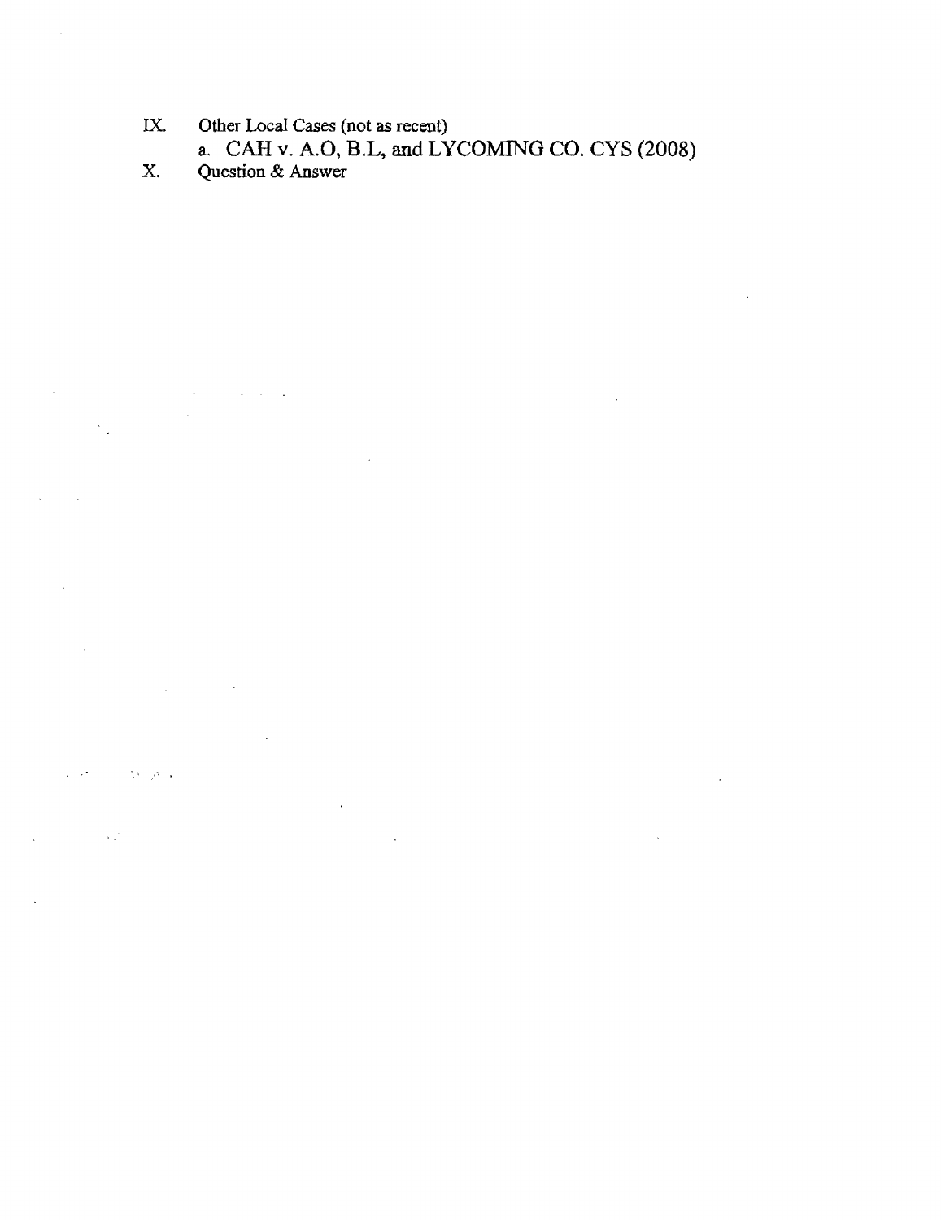IX. Other Local Cases (not as recent)
    a. CAH v. A.O, B.L, and LYCOMING CO. CYS (2008)

X. Question & Answer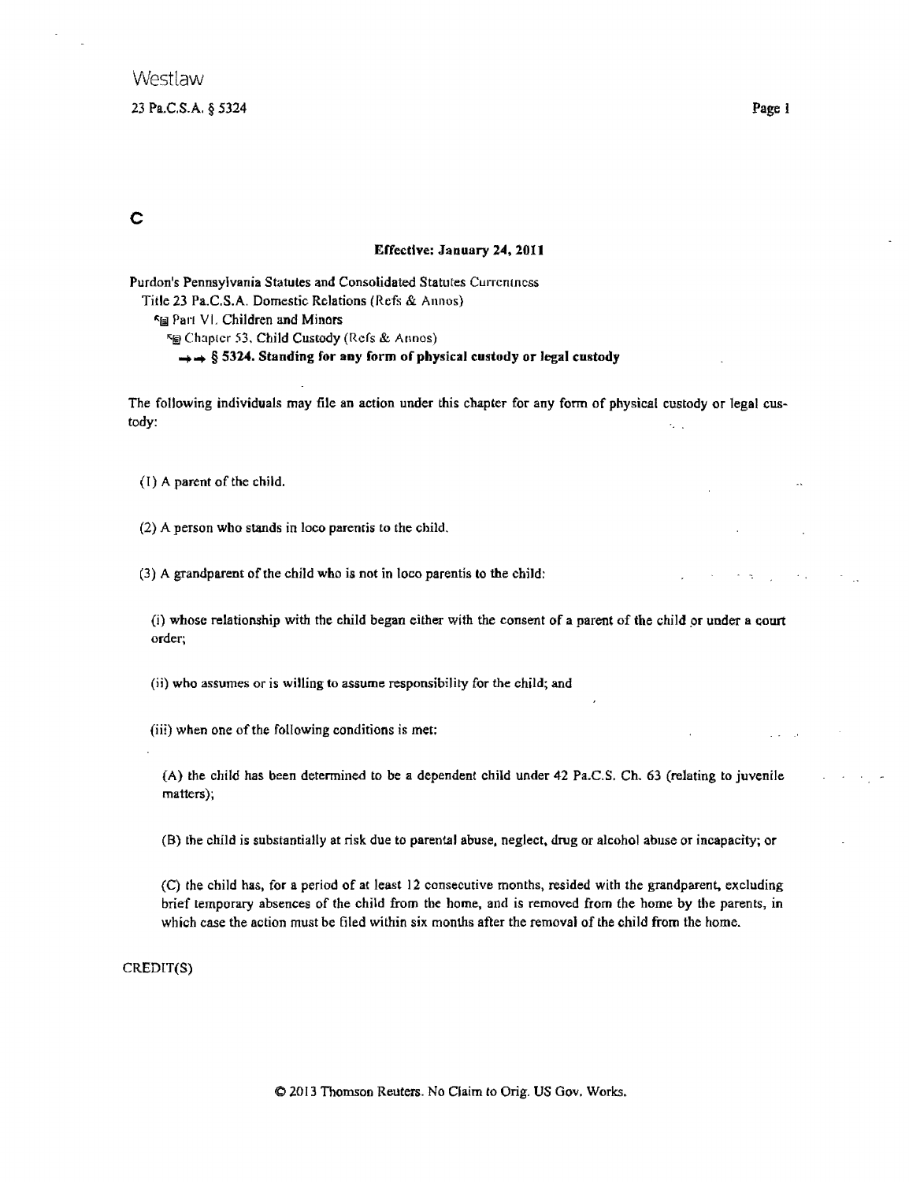C

**Effective: January 24, 2011**

Purdon's Pennsylvania Statutes and Consolidated Statutes Currentness
Title 23 Pa.C.S.A. Domestic Relations (Refs & Annos)
Part VI. Children and Minors
Chapter 53. Child Custody (Refs & Annos)
**→→ § 5324. Standing for any form of physical custody or legal custody**

The following individuals may file an action under this chapter for any form of physical custody or legal custody:

(1) A parent of the child.

(2) A person who stands in loco parentis to the child.

(3) A grandparent of the child who is not in loco parentis to the child:

(i) whose relationship with the child began either with the consent of a parent of the child or under a court order;

(ii) who assumes or is willing to assume responsibility for the child; and

(iii) when one of the following conditions is met:

(A) the child has been determined to be a dependent child under 42 Pa.C.S. Ch. 63 (relating to juvenile matters);

(B) the child is substantially at risk due to parental abuse, neglect, drug or alcohol abuse or incapacity; or

(C) the child has, for a period of at least 12 consecutive months, resided with the grandparent, excluding brief temporary absences of the child from the home, and is removed from the home by the parents, in which case the action must be filed within six months after the removal of the child from the home.

CREDIT(S)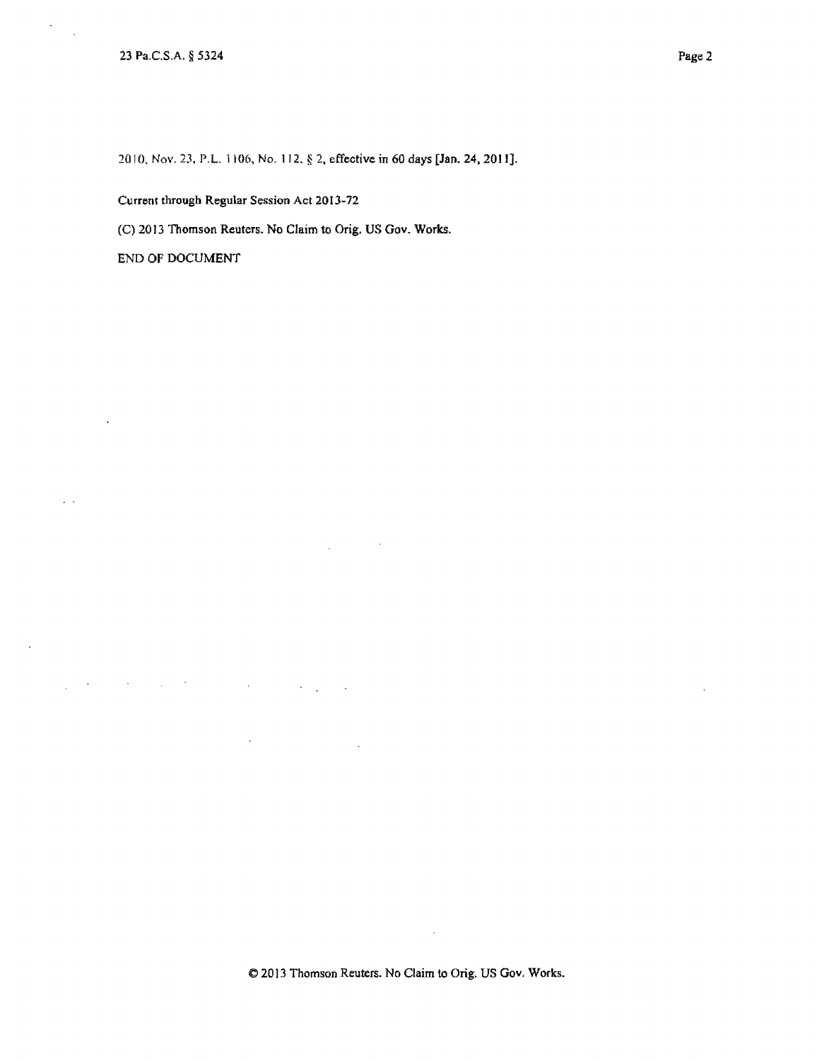2010, Nov. 23, P.L. 1106, No. 112, § 2, effective in 60 days [Jan. 24, 2011].

Current through Regular Session Act 2013-72

(C) 2013 Thomson Reuters. No Claim to Orig. US Gov. Works.

END OF DOCUMENT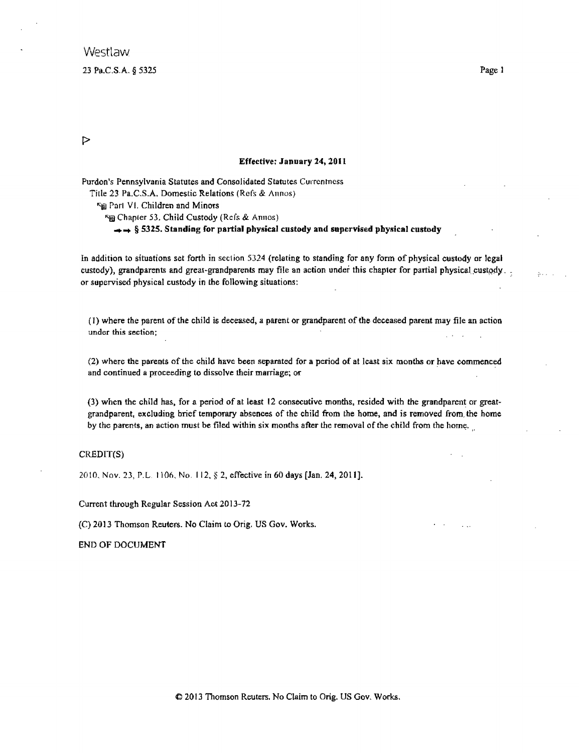**Effective: January 24, 2011**

Purdon's Pennsylvania Statutes and Consolidated Statutes Currentness

Title 23 Pa.C.S.A. Domestic Relations (Refs & Annos)

Part VI. Children and Minors

Chapter 53. Child Custody (Refs & Annos)

**§ 5325. Standing for partial physical custody and supervised physical custody**

In addition to situations set forth in section 5324 (relating to standing for any form of physical custody or legal custody), grandparents and great-grandparents may file an action under this chapter for partial physical custody or supervised physical custody in the following situations:

(1) where the parent of the child is deceased, a parent or grandparent of the deceased parent may file an action under this section;

(2) where the parents of the child have been separated for a period of at least six months or have commenced and continued a proceeding to dissolve their marriage; or

(3) when the child has, for a period of at least 12 consecutive months, resided with the grandparent or great-grandparent, excluding brief temporary absences of the child from the home, and is removed from the home by the parents, an action must be filed within six months after the removal of the child from the home.

CREDIT(S)

2010, Nov. 23, P.L. 1106, No. 112, § 2, effective in 60 days [Jan. 24, 2011].

Current through Regular Session Act 2013-72

(C) 2013 Thomson Reuters. No Claim to Orig. US Gov. Works.

END OF DOCUMENT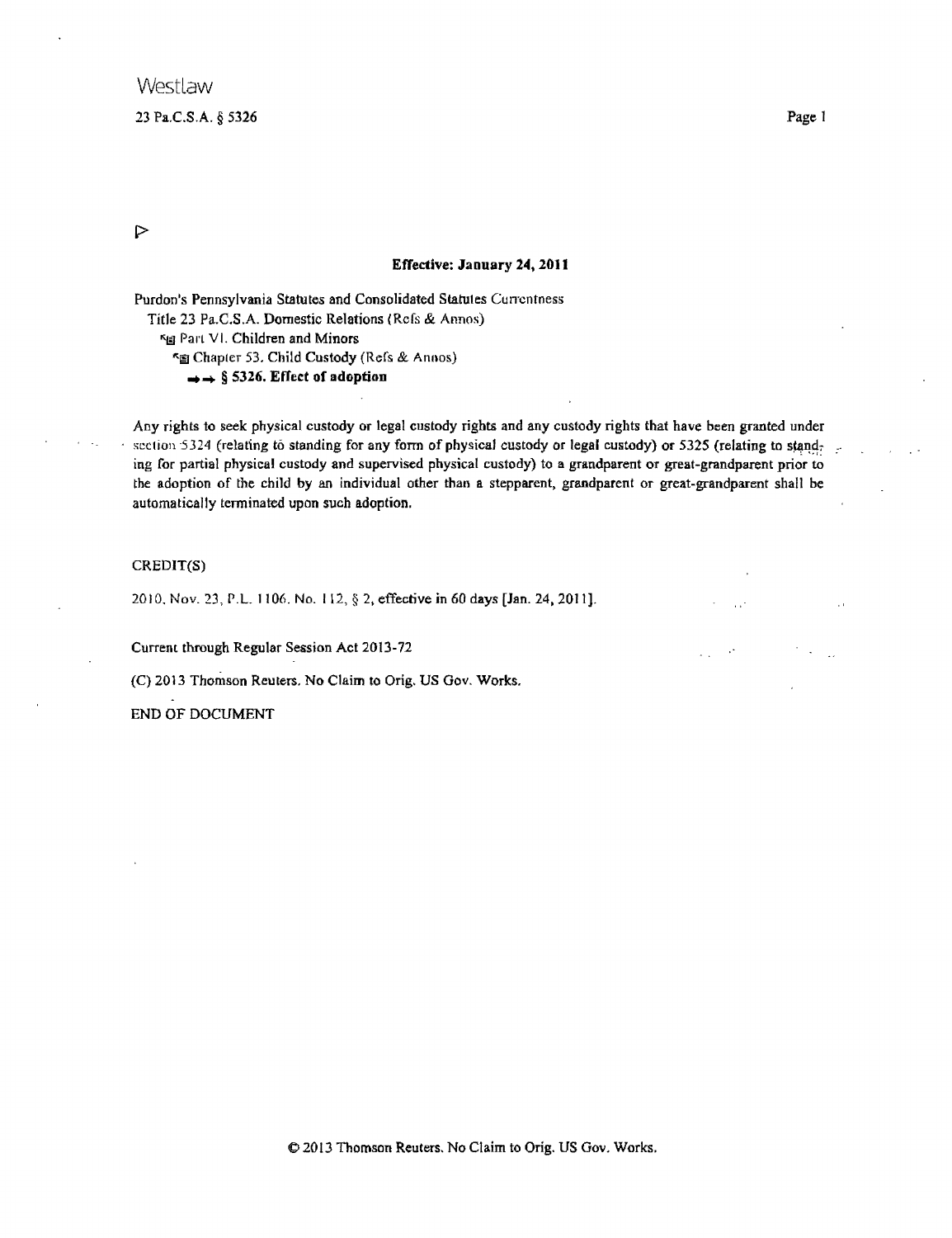Westlaw

23 Pa.C.S.A. § 5326

▷

**Effective: January 24, 2011**

Purdon's Pennsylvania Statutes and Consolidated Statutes Currentness
Title 23 Pa.C.S.A. Domestic Relations (Refs & Annos)
Part VI. Children and Minors
Chapter 53. Child Custody (Refs & Annos)
**→→ § 5326. Effect of adoption**

Any rights to seek physical custody or legal custody rights and any custody rights that have been granted under section 5324 (relating to standing for any form of physical custody or legal custody) or 5325 (relating to standing for partial physical custody and supervised physical custody) to a grandparent or great-grandparent prior to the adoption of the child by an individual other than a stepparent, grandparent or great-grandparent shall be automatically terminated upon such adoption.

CREDIT(S)

2010, Nov. 23, P.L. 1106, No. 112, § 2, effective in 60 days [Jan. 24, 2011].

Current through Regular Session Act 2013-72

(C) 2013 Thomson Reuters. No Claim to Orig. US Gov. Works.

END OF DOCUMENT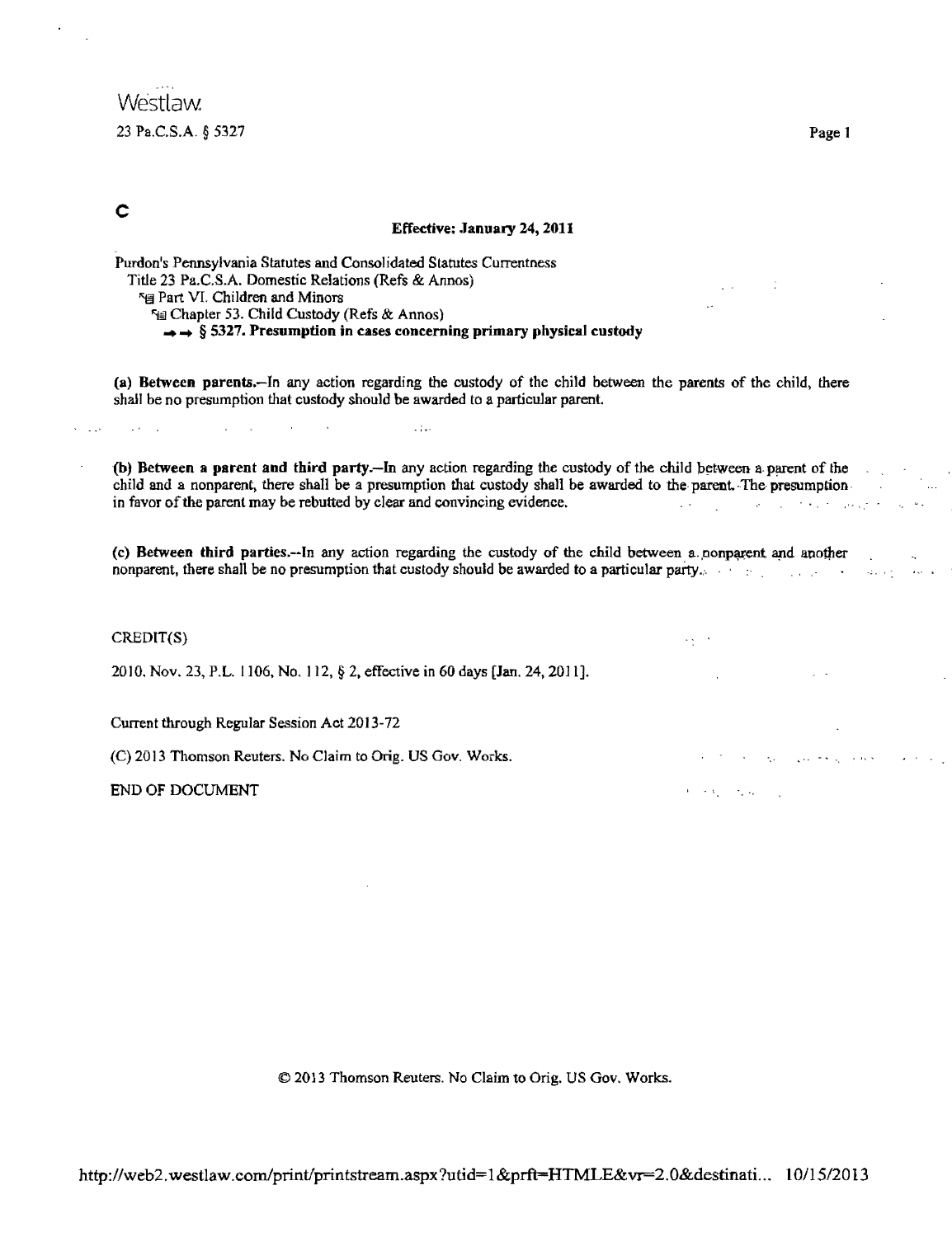Westlaw.

C

**Effective: January 24, 2011**

Purdon's Pennsylvania Statutes and Consolidated Statutes Currentness
Title 23 Pa.C.S.A. Domestic Relations (Refs & Annos)
Part VI. Children and Minors
Chapter 53. Child Custody (Refs & Annos)
→→ **§ 5327. Presumption in cases concerning primary physical custody**

**(a) Between parents.**—In any action regarding the custody of the child between the parents of the child, there shall be no presumption that custody should be awarded to a particular parent.

**(b) Between a parent and third party.**—In any action regarding the custody of the child between a parent of the child and a nonparent, there shall be a presumption that custody shall be awarded to the parent. The presumption in favor of the parent may be rebutted by clear and convincing evidence.

**(c) Between third parties.**—In any action regarding the custody of the child between a nonparent and another nonparent, there shall be no presumption that custody should be awarded to a particular party.

CREDIT(S)

2010, Nov. 23, P.L. 1106, No. 112, § 2, effective in 60 days [Jan. 24, 2011].

Current through Regular Session Act 2013-72

(C) 2013 Thomson Reuters. No Claim to Orig. US Gov. Works.

END OF DOCUMENT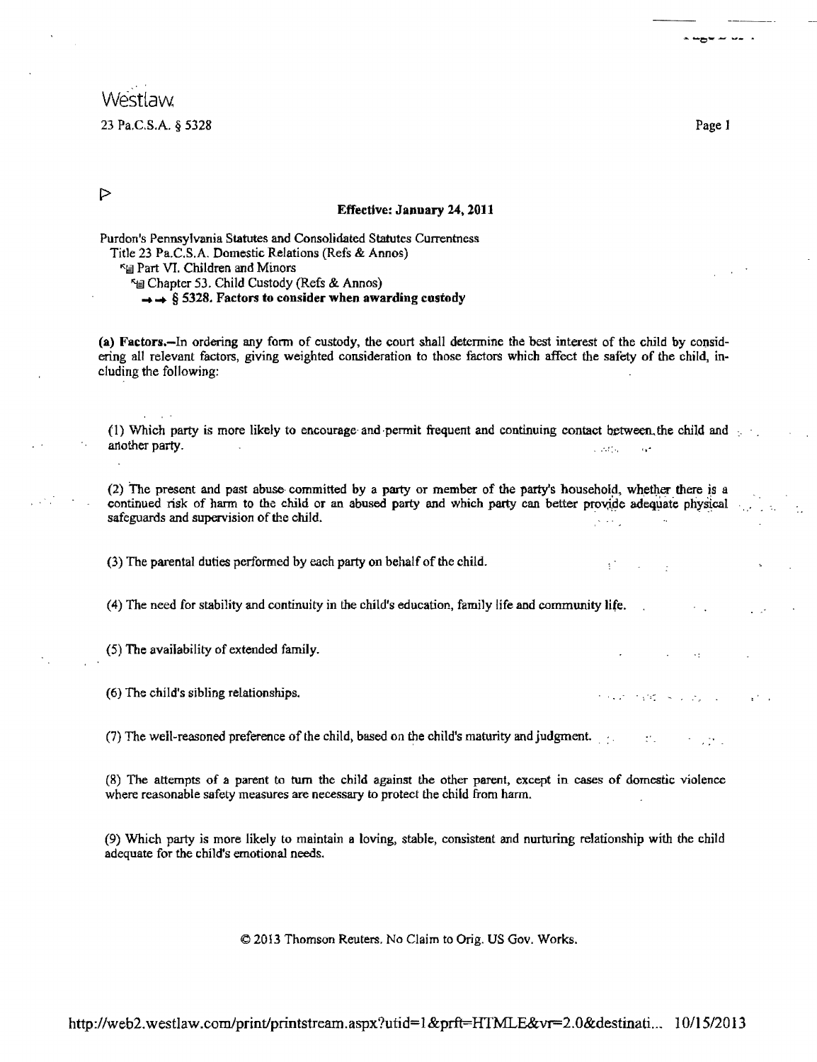Westlaw

23 Pa.C.S.A. § 5328

Effective: January 24, 2011

Purdon's Pennsylvania Statutes and Consolidated Statutes Currentness
Title 23 Pa.C.S.A. Domestic Relations (Refs & Annos)
Part VI. Children and Minors
Chapter 53. Child Custody (Refs & Annos)
**§ 5328. Factors to consider when awarding custody**

**(a) Factors.**—In ordering any form of custody, the court shall determine the best interest of the child by considering all relevant factors, giving weighted consideration to those factors which affect the safety of the child, including the following:

(1) Which party is more likely to encourage and permit frequent and continuing contact between the child and another party.

(2) The present and past abuse committed by a party or member of the party's household, whether there is a continued risk of harm to the child or an abused party and which party can better provide adequate physical safeguards and supervision of the child.

(3) The parental duties performed by each party on behalf of the child.

(4) The need for stability and continuity in the child's education, family life and community life.

(5) The availability of extended family.

(6) The child's sibling relationships.

(7) The well-reasoned preference of the child, based on the child's maturity and judgment.

(8) The attempts of a parent to turn the child against the other parent, except in cases of domestic violence where reasonable safety measures are necessary to protect the child from harm.

(9) Which party is more likely to maintain a loving, stable, consistent and nurturing relationship with the child adequate for the child's emotional needs.

© 2013 Thomson Reuters. No Claim to Orig. US Gov. Works.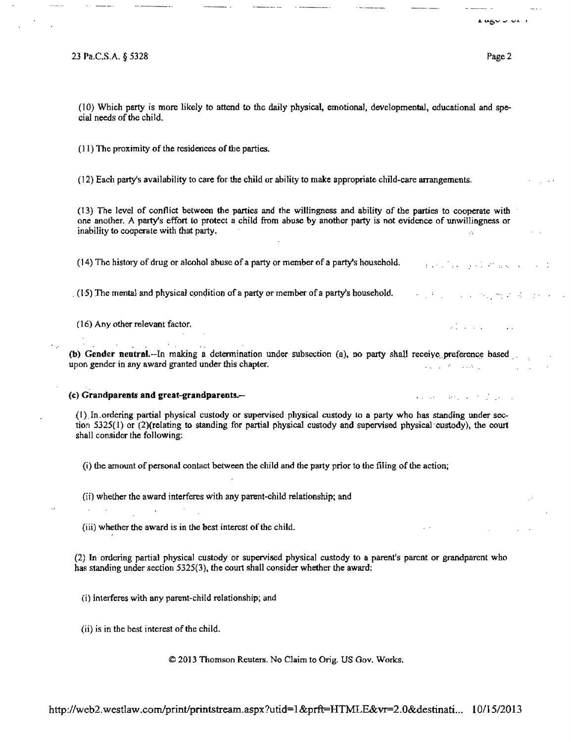(10) Which party is more likely to attend to the daily physical, emotional, developmental, educational and special needs of the child.

(11) The proximity of the residences of the parties.

(12) Each party's availability to care for the child or ability to make appropriate child-care arrangements.

(13) The level of conflict between the parties and the willingness and ability of the parties to cooperate with one another. A party's effort to protect a child from abuse by another party is not evidence of unwillingness or inability to cooperate with that party.

(14) The history of drug or alcohol abuse of a party or member of a party's household.

(15) The mental and physical condition of a party or member of a party's household.

(16) Any other relevant factor.

**(b) Gender neutral.**--In making a determination under subsection (a), no party shall receive preference based upon gender in any award granted under this chapter.

**(c) Grandparents and great-grandparents.--**

(1) In ordering partial physical custody or supervised physical custody to a party who has standing under section 5325(1) or (2)(relating to standing for partial physical custody and supervised physical custody), the court shall consider the following:

(i) the amount of personal contact between the child and the party prior to the filing of the action;

(ii) whether the award interferes with any parent-child relationship; and

(iii) whether the award is in the best interest of the child.

(2) In ordering partial physical custody or supervised physical custody to a parent's parent or grandparent who has standing under section 5325(3), the court shall consider whether the award:

(i) interferes with any parent-child relationship; and

(ii) is in the best interest of the child.

© 2013 Thomson Reuters. No Claim to Orig. US Gov. Works.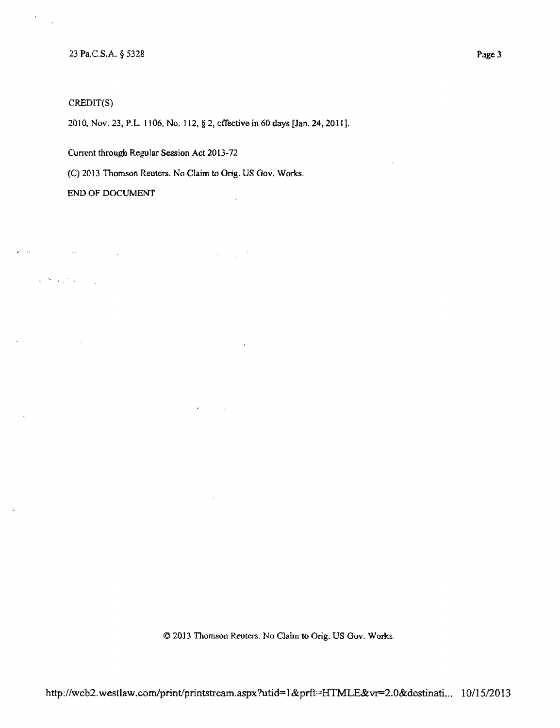CREDIT(S)

2010, Nov. 23, P.L. 1106, No. 112, § 2, effective in 60 days [Jan. 24, 2011].

Current through Regular Session Act 2013-72

(C) 2013 Thomson Reuters. No Claim to Orig. US Gov. Works.

END OF DOCUMENT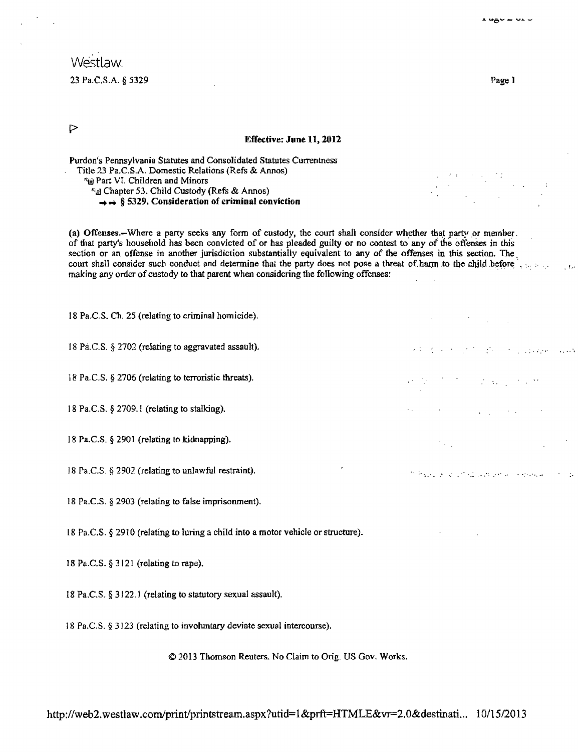Westlaw.

23 Pa.C.S.A. § 5329

▷

**Effective: June 11, 2012**

Purdon's Pennsylvania Statutes and Consolidated Statutes Currentness
Title 23 Pa.C.S.A. Domestic Relations (Refs & Annos)
Part VI. Children and Minors
Chapter 53. Child Custody (Refs & Annos)
→→ **§ 5329. Consideration of criminal conviction**

**(a) Offenses.**--Where a party seeks any form of custody, the court shall consider whether that party or member of that party's household has been convicted of or has pleaded guilty or no contest to any of the offenses in this section or an offense in another jurisdiction substantially equivalent to any of the offenses in this section. The court shall consider such conduct and determine that the party does not pose a threat of harm to the child before making any order of custody to that parent when considering the following offenses:

18 Pa.C.S. Ch. 25 (relating to criminal homicide).

18 Pa.C.S. § 2702 (relating to aggravated assault).

18 Pa.C.S. § 2706 (relating to terroristic threats).

18 Pa.C.S. § 2709.1 (relating to stalking).

18 Pa.C.S. § 2901 (relating to kidnapping).

18 Pa.C.S. § 2902 (relating to unlawful restraint).

18 Pa.C.S. § 2903 (relating to false imprisonment).

18 Pa.C.S. § 2910 (relating to luring a child into a motor vehicle or structure).

18 Pa.C.S. § 3121 (relating to rape).

18 Pa.C.S. § 3122.1 (relating to statutory sexual assault).

18 Pa.C.S. § 3123 (relating to involuntary deviate sexual intercourse).

© 2013 Thomson Reuters. No Claim to Orig. US Gov. Works.

http://web2.westlaw.com/print/printstream.aspx?utid=1&prft=HTMLE&vr=2.0&destinati... 10/15/2013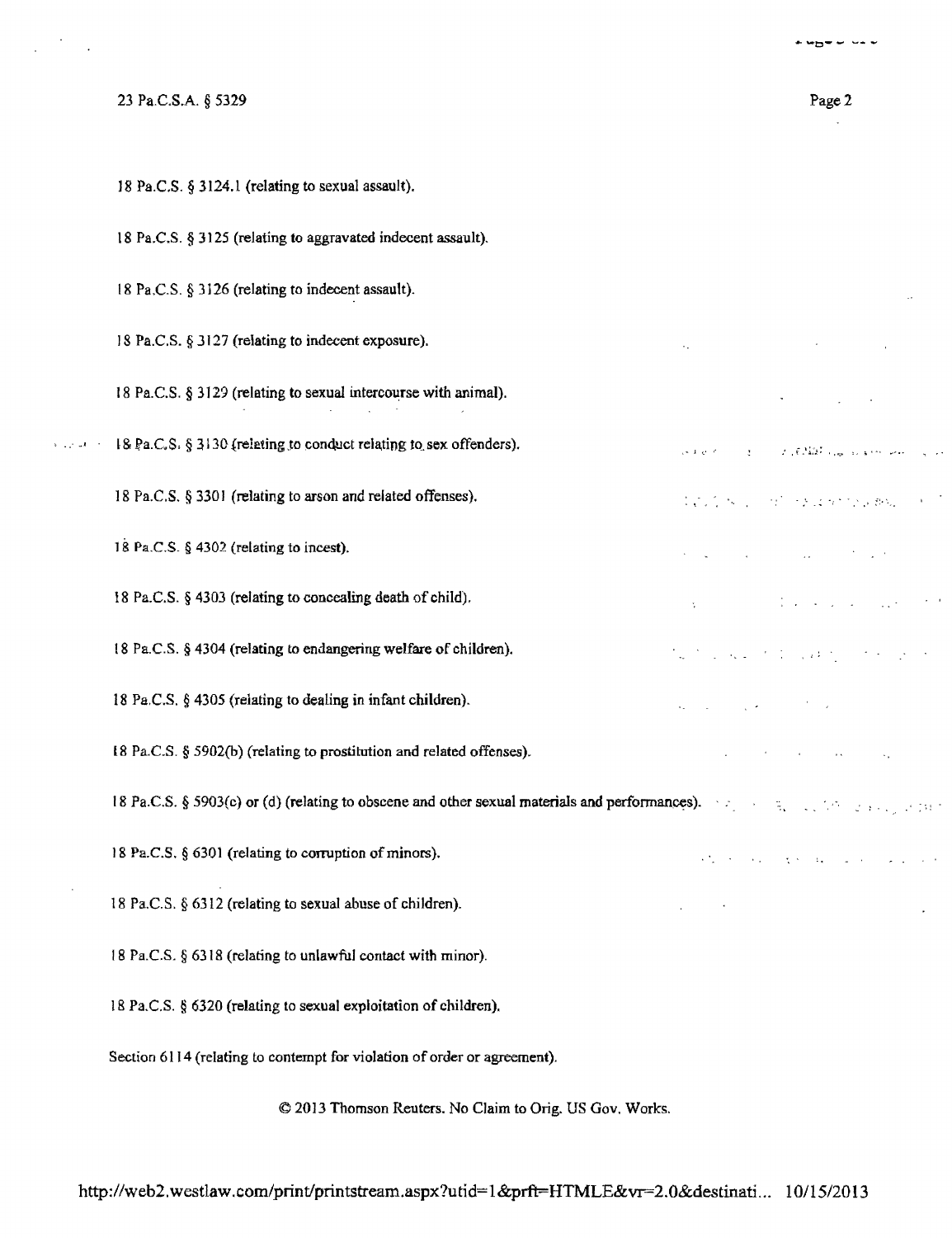18 Pa.C.S. § 3124.1 (relating to sexual assault).

18 Pa.C.S. § 3125 (relating to aggravated indecent assault).

18 Pa.C.S. § 3126 (relating to indecent assault).

18 Pa.C.S. § 3127 (relating to indecent exposure).

18 Pa.C.S. § 3129 (relating to sexual intercourse with animal).

18 Pa.C.S. § 3130 (relating to conduct relating to sex offenders).

18 Pa.C.S. § 3301 (relating to arson and related offenses).

18 Pa.C.S. § 4302 (relating to incest).

18 Pa.C.S. § 4303 (relating to concealing death of child).

18 Pa.C.S. § 4304 (relating to endangering welfare of children).

18 Pa.C.S. § 4305 (relating to dealing in infant children).

18 Pa.C.S. § 5902(b) (relating to prostitution and related offenses).

18 Pa.C.S. § 5903(c) or (d) (relating to obscene and other sexual materials and performances).

18 Pa.C.S. § 6301 (relating to corruption of minors).

18 Pa.C.S. § 6312 (relating to sexual abuse of children).

18 Pa.C.S. § 6318 (relating to unlawful contact with minor).

18 Pa.C.S. § 6320 (relating to sexual exploitation of children).

Section 6114 (relating to contempt for violation of order or agreement).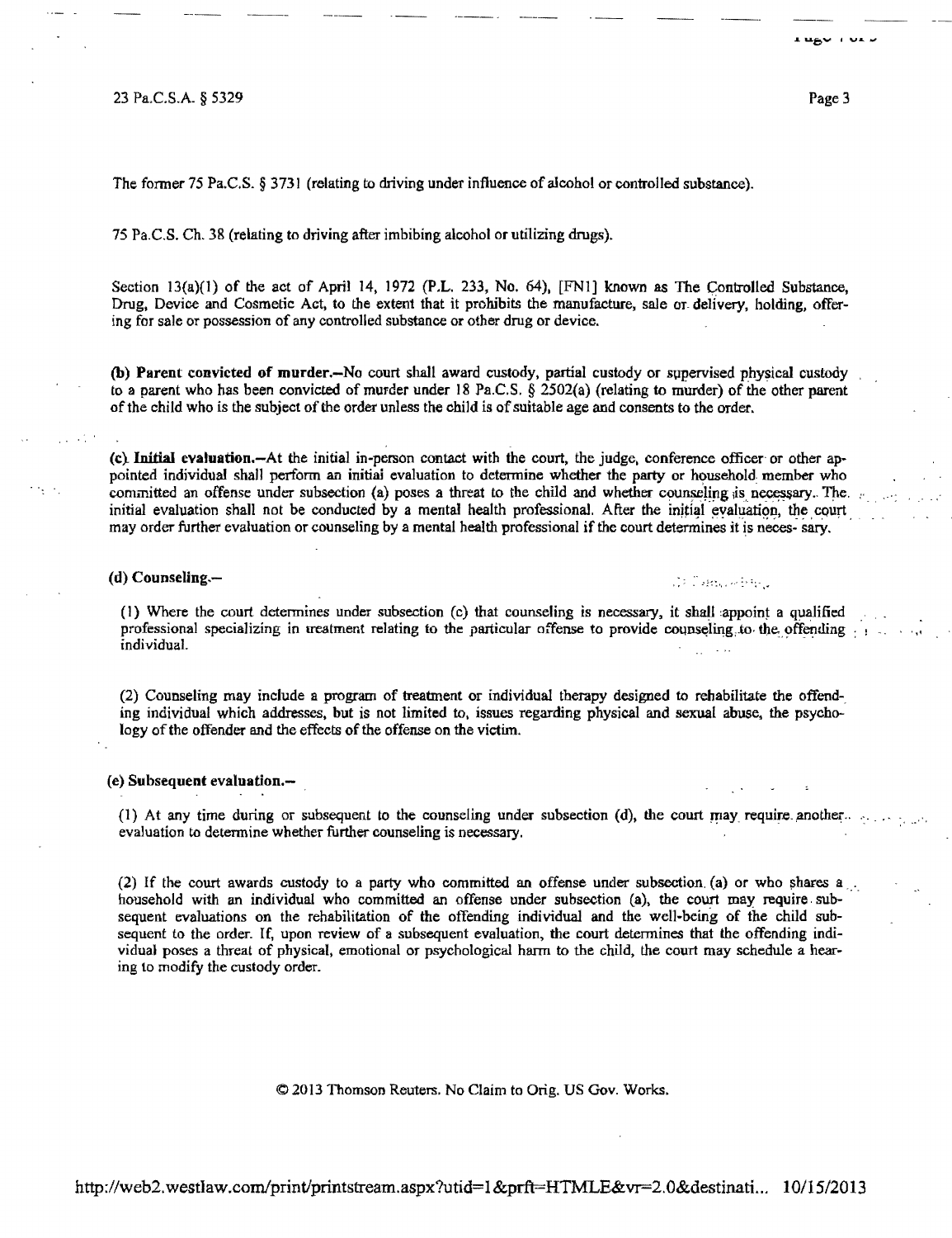The former 75 Pa.C.S. § 3731 (relating to driving under influence of alcohol or controlled substance).

75 Pa.C.S. Ch. 38 (relating to driving after imbibing alcohol or utilizing drugs).

Section 13(a)(1) of the act of April 14, 1972 (P.L. 233, No. 64), [FN1] known as The Controlled Substance, Drug, Device and Cosmetic Act, to the extent that it prohibits the manufacture, sale or delivery, holding, offering for sale or possession of any controlled substance or other drug or device.

**(b) Parent convicted of murder.**—No court shall award custody, partial custody or supervised physical custody to a parent who has been convicted of murder under 18 Pa.C.S. § 2502(a) (relating to murder) of the other parent of the child who is the subject of the order unless the child is of suitable age and consents to the order.

**(c) Initial evaluation.**—At the initial in-person contact with the court, the judge, conference officer or other appointed individual shall perform an initial evaluation to determine whether the party or household member who committed an offense under subsection (a) poses a threat to the child and whether counseling is necessary. The initial evaluation shall not be conducted by a mental health professional. After the initial evaluation, the court may order further evaluation or counseling by a mental health professional if the court determines it is neces- sary.

**(d) Counseling.**—

(1) Where the court determines under subsection (c) that counseling is necessary, it shall appoint a qualified professional specializing in treatment relating to the particular offense to provide counseling to the offending individual.

(2) Counseling may include a program of treatment or individual therapy designed to rehabilitate the offending individual which addresses, but is not limited to, issues regarding physical and sexual abuse, the psychology of the offender and the effects of the offense on the victim.

**(e) Subsequent evaluation.**—

(1) At any time during or subsequent to the counseling under subsection (d), the court may require another evaluation to determine whether further counseling is necessary.

(2) If the court awards custody to a party who committed an offense under subsection (a) or who shares a household with an individual who committed an offense under subsection (a), the court may require subsequent evaluations on the rehabilitation of the offending individual and the well-being of the child subsequent to the order. If, upon review of a subsequent evaluation, the court determines that the offending individual poses a threat of physical, emotional or psychological harm to the child, the court may schedule a hearing to modify the custody order.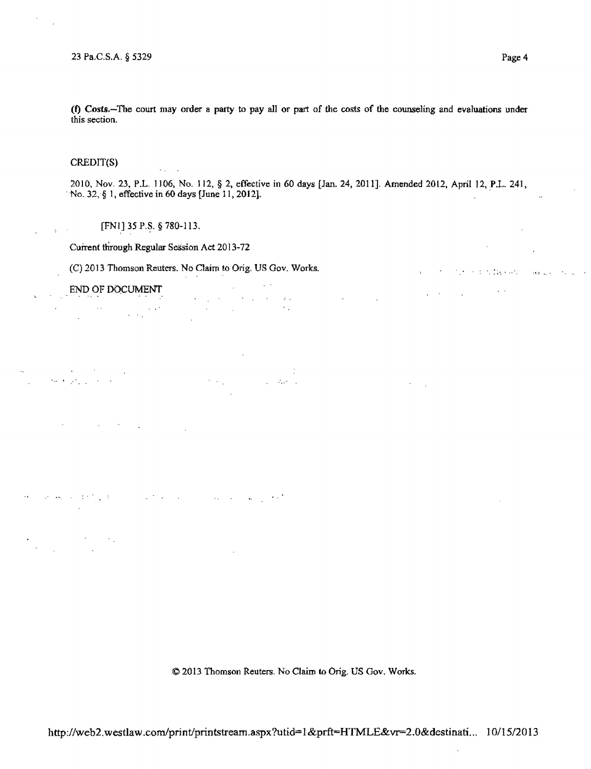**(f) Costs.**—The court may order a party to pay all or part of the costs of the counseling and evaluations under this section.

CREDIT(S)

2010, Nov. 23, P.L. 1106, No. 112, § 2, effective in 60 days [Jan. 24, 2011]. Amended 2012, April 12, P.L. 241, No. 32, § 1, effective in 60 days [June 11, 2012].

[FN1] 35 P.S. § 780-113.

Current through Regular Session Act 2013-72

(C) 2013 Thomson Reuters. No Claim to Orig. US Gov. Works.

END OF DOCUMENT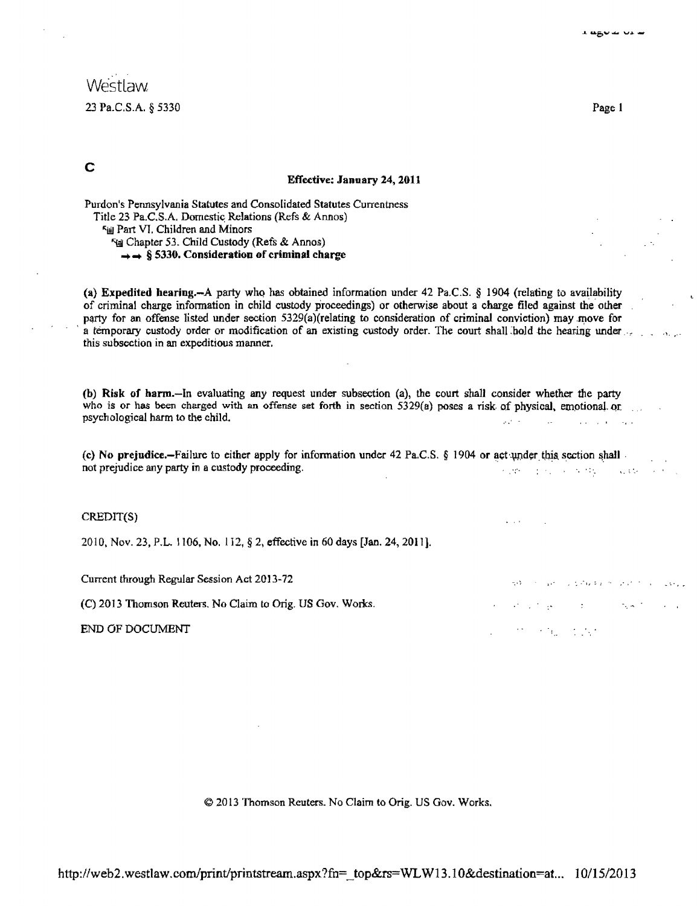Westlaw

23 Pa.C.S.A. § 5330

C

**Effective: January 24, 2011**

Purdon's Pennsylvania Statutes and Consolidated Statutes Currentness
Title 23 Pa.C.S.A. Domestic Relations (Refs & Annos)
Part VI. Children and Minors
Chapter 53. Child Custody (Refs & Annos)
→→ **§ 5330. Consideration of criminal charge**

**(a) Expedited hearing.**--A party who has obtained information under 42 Pa.C.S. § 1904 (relating to availability of criminal charge information in child custody proceedings) or otherwise about a charge filed against the other party for an offense listed under section 5329(a)(relating to consideration of criminal conviction) may move for a temporary custody order or modification of an existing custody order. The court shall hold the hearing under this subsection in an expeditious manner.

**(b) Risk of harm.**--In evaluating any request under subsection (a), the court shall consider whether the party who is or has been charged with an offense set forth in section 5329(a) poses a risk of physical, emotional or psychological harm to the child.

**(c) No prejudice.**--Failure to either apply for information under 42 Pa.C.S. § 1904 or act under this section shall not prejudice any party in a custody proceeding.

CREDIT(S)

2010, Nov. 23, P.L. 1106, No. 112, § 2, effective in 60 days [Jan. 24, 2011].

Current through Regular Session Act 2013-72

(C) 2013 Thomson Reuters. No Claim to Orig. US Gov. Works.

END OF DOCUMENT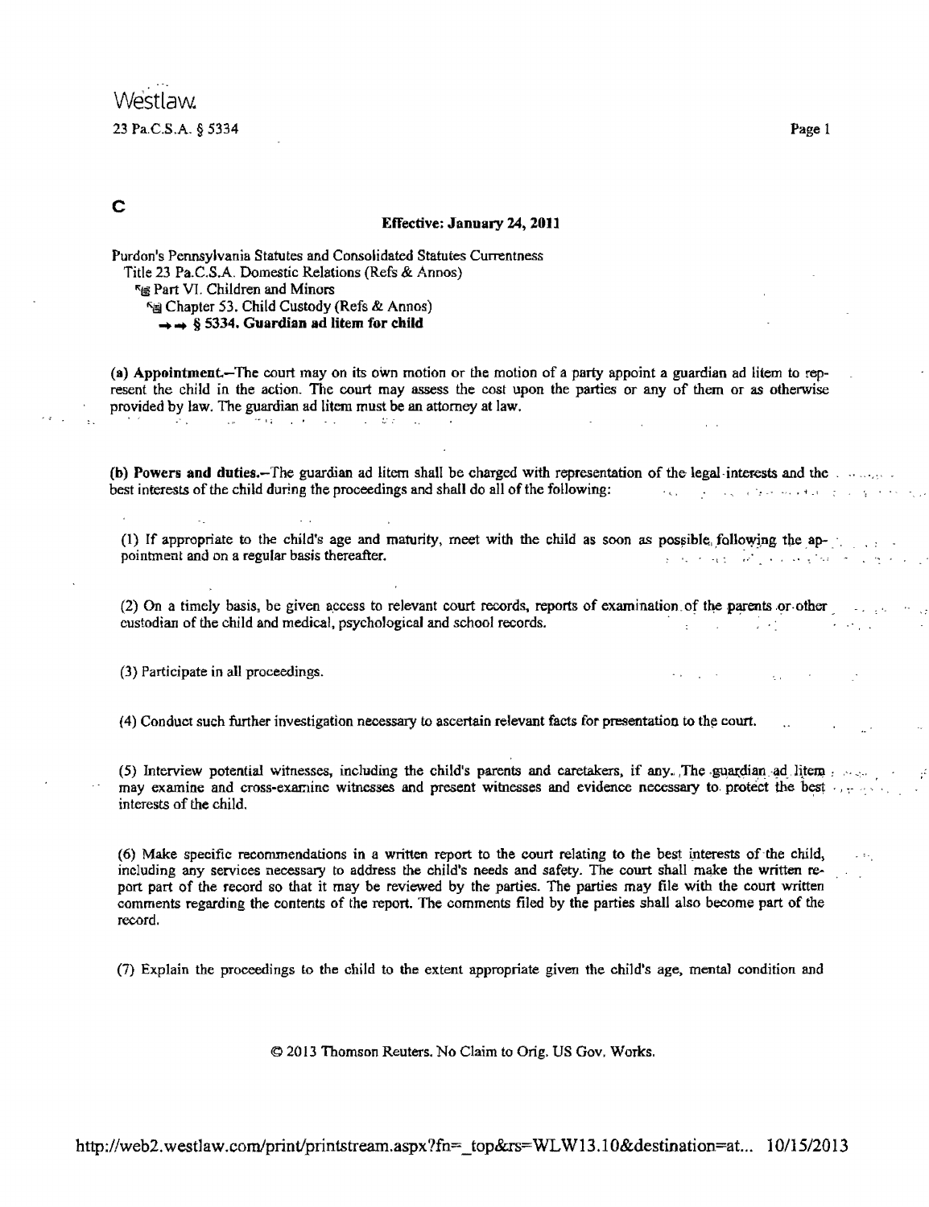Westlaw.

23 Pa.C.S.A. § 5334

C

**Effective: January 24, 2011**

Purdon's Pennsylvania Statutes and Consolidated Statutes Currentness
Title 23 Pa.C.S.A. Domestic Relations (Refs & Annos)
Part VI. Children and Minors
Chapter 53. Child Custody (Refs & Annos)
→→ **§ 5334. Guardian ad litem for child**

**(a) Appointment.**--The court may on its own motion or the motion of a party appoint a guardian ad litem to represent the child in the action. The court may assess the cost upon the parties or any of them or as otherwise provided by law. The guardian ad litem must be an attorney at law.

**(b) Powers and duties.**--The guardian ad litem shall be charged with representation of the legal interests and the best interests of the child during the proceedings and shall do all of the following:

(1) If appropriate to the child's age and maturity, meet with the child as soon as possible following the appointment and on a regular basis thereafter.

(2) On a timely basis, be given access to relevant court records, reports of examination of the parents or other custodian of the child and medical, psychological and school records.

(3) Participate in all proceedings.

(4) Conduct such further investigation necessary to ascertain relevant facts for presentation to the court.

(5) Interview potential witnesses, including the child's parents and caretakers, if any. The guardian ad litem may examine and cross-examine witnesses and present witnesses and evidence necessary to protect the best interests of the child.

(6) Make specific recommendations in a written report to the court relating to the best interests of the child, including any services necessary to address the child's needs and safety. The court shall make the written report part of the record so that it may be reviewed by the parties. The parties may file with the court written comments regarding the contents of the report. The comments filed by the parties shall also become part of the record.

(7) Explain the proceedings to the child to the extent appropriate given the child's age, mental condition and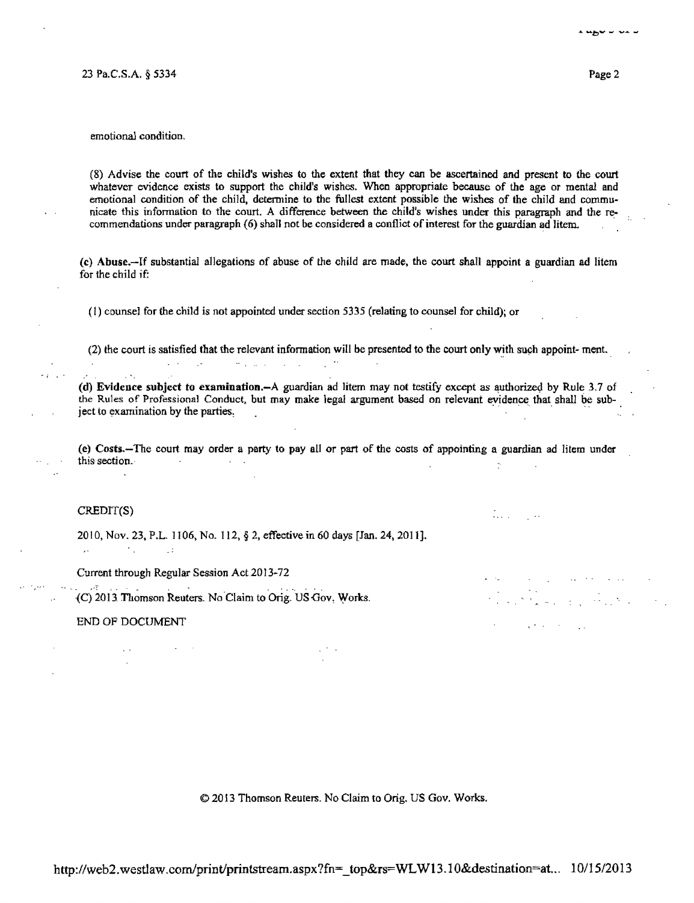emotional condition.

(8) Advise the court of the child's wishes to the extent that they can be ascertained and present to the court whatever evidence exists to support the child's wishes. When appropriate because of the age or mental and emotional condition of the child, determine to the fullest extent possible the wishes of the child and communicate this information to the court. A difference between the child's wishes under this paragraph and the recommendations under paragraph (6) shall not be considered a conflict of interest for the guardian ad litem.

**(c) Abuse.**--If substantial allegations of abuse of the child are made, the court shall appoint a guardian ad litem for the child if:

(1) counsel for the child is not appointed under section 5335 (relating to counsel for child); or

(2) the court is satisfied that the relevant information will be presented to the court only with such appoint- ment.

**(d) Evidence subject to examination.**--A guardian ad litem may not testify except as authorized by Rule 3.7 of the Rules of Professional Conduct, but may make legal argument based on relevant evidence that shall be subject to examination by the parties.

**(e) Costs.**--The court may order a party to pay all or part of the costs of appointing a guardian ad litem under this section.

CREDIT(S)

2010, Nov. 23, P.L. 1106, No. 112, § 2, effective in 60 days [Jan. 24, 2011].

Current through Regular Session Act 2013-72

(C) 2013 Thomson Reuters. No Claim to Orig. US Gov. Works.

END OF DOCUMENT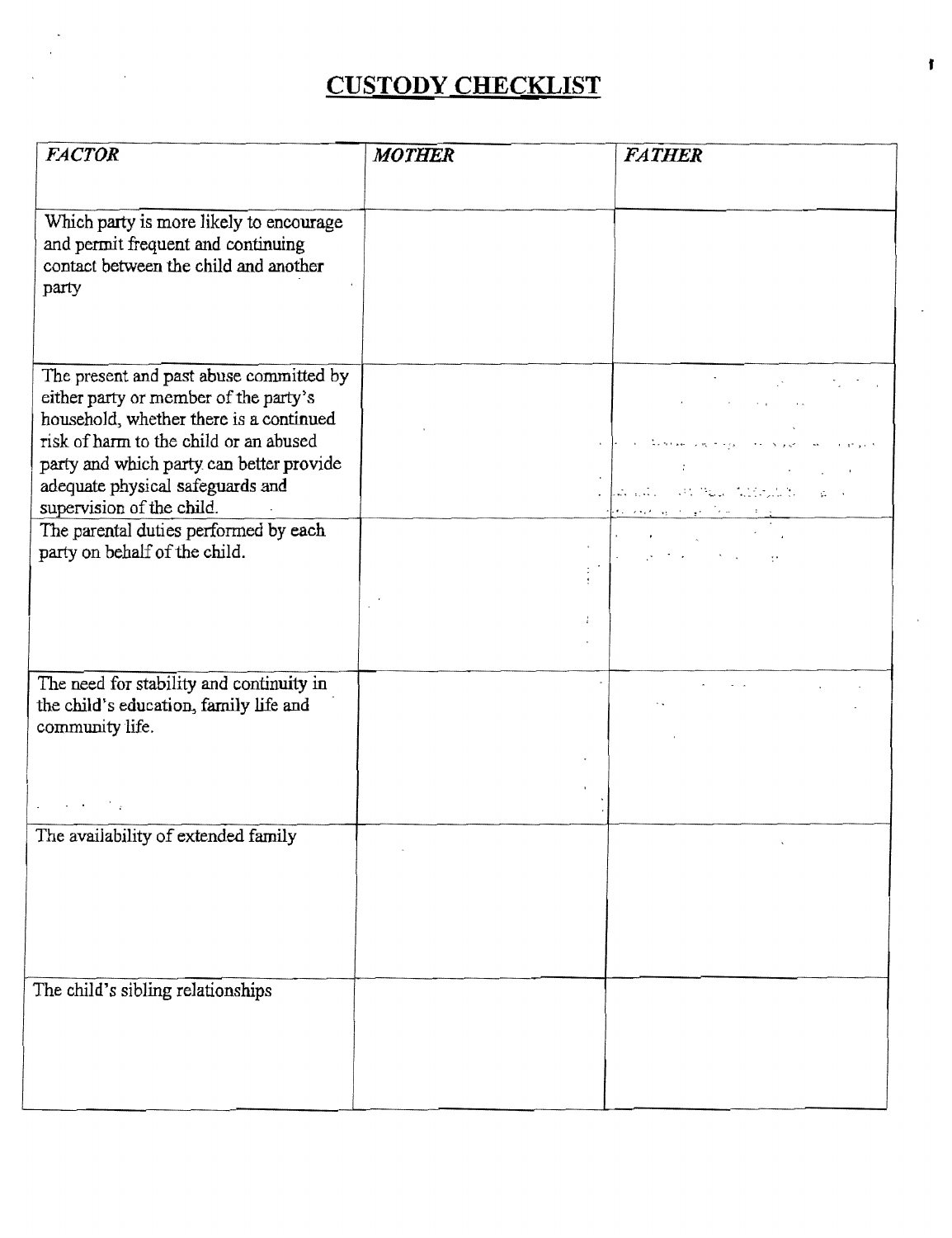# CUSTODY CHECKLIST

| *FACTOR* | ***MOTHER*** | *FATHER* |
|---|---|---|
| Which party is more likely to encourage and permit frequent and continuing contact between the child and another party | | |
| The present and past abuse committed by either party or member of the party's household, whether there is a continued risk of harm to the child or an abused party and which party can better provide adequate physical safeguards and supervision of the child. | | |
| The parental duties performed by each party on behalf of the child. | | |
| The need for stability and continuity in the child's education, family life and community life. | | |
| The availability of extended family | | |
| The child's sibling relationships | | |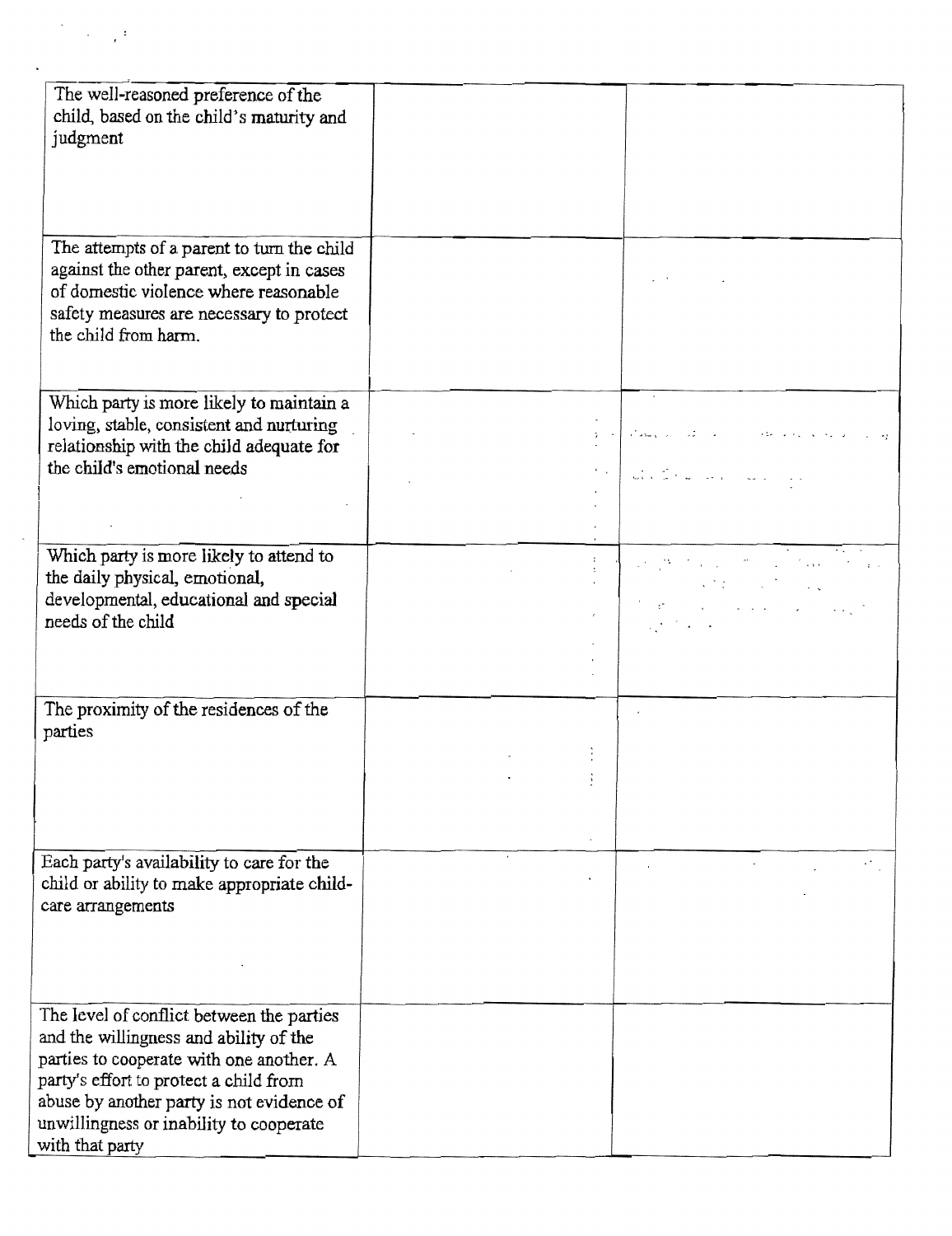| | | |
|---|---|---|
| The well-reasoned preference of the child, based on the child's maturity and judgment | | |
| The attempts of a parent to turn the child against the other parent, except in cases of domestic violence where reasonable safety measures are necessary to protect the child from harm. | | |
| Which party is more likely to maintain a loving, stable, consistent and nurturing relationship with the child adequate for the child's emotional needs | | |
| Which party is more likely to attend to the daily physical, emotional, developmental, educational and special needs of the child | | |
| The proximity of the residences of the parties | | |
| Each party's availability to care for the child or ability to make appropriate child-care arrangements | | |
| The level of conflict between the parties and the willingness and ability of the parties to cooperate with one another. A party's effort to protect a child from abuse by another party is not evidence of unwillingness or inability to cooperate with that party | | |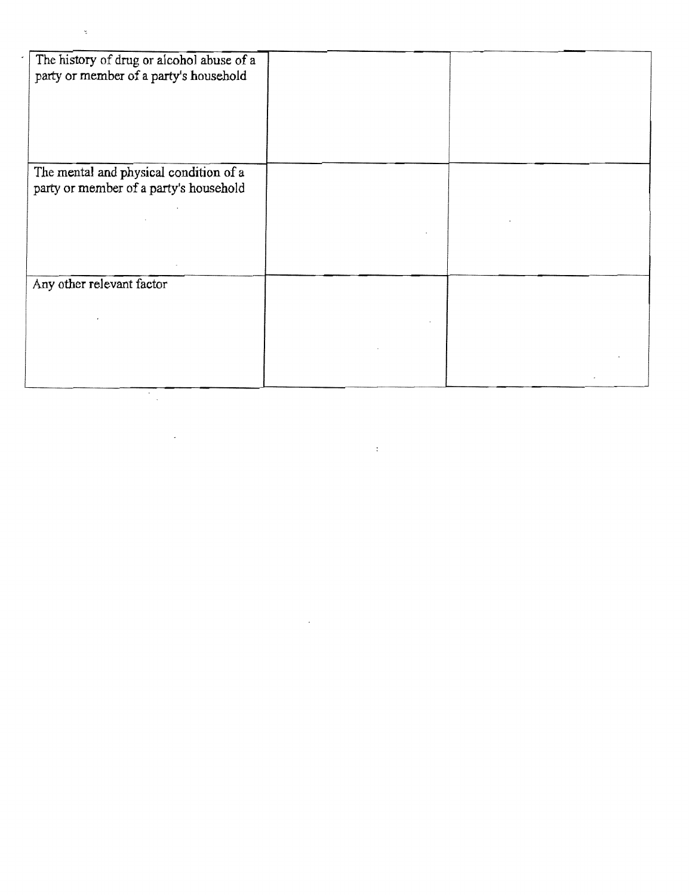| | | |
|---|---|---|
| The history of drug or alcohol abuse of a party or member of a party's household | | |
| The mental and physical condition of a party or member of a party's household | | |
| Any other relevant factor | | |